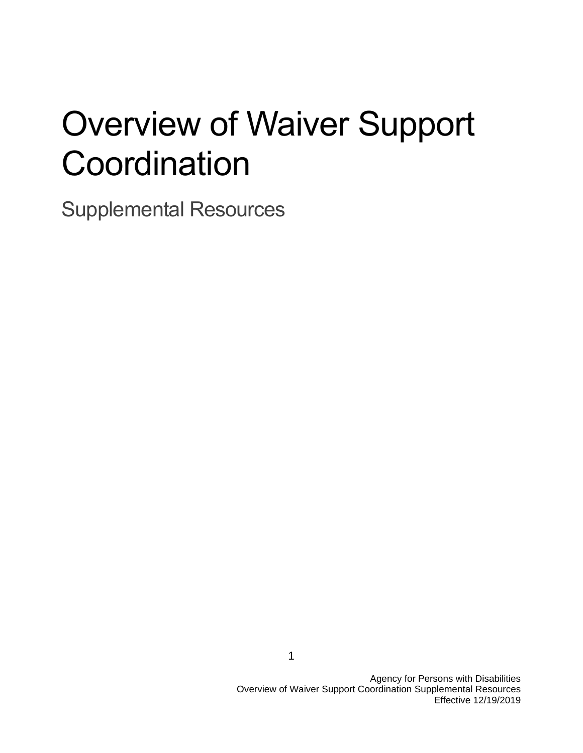# Overview of Waiver Support Coordination

## Supplemental Resources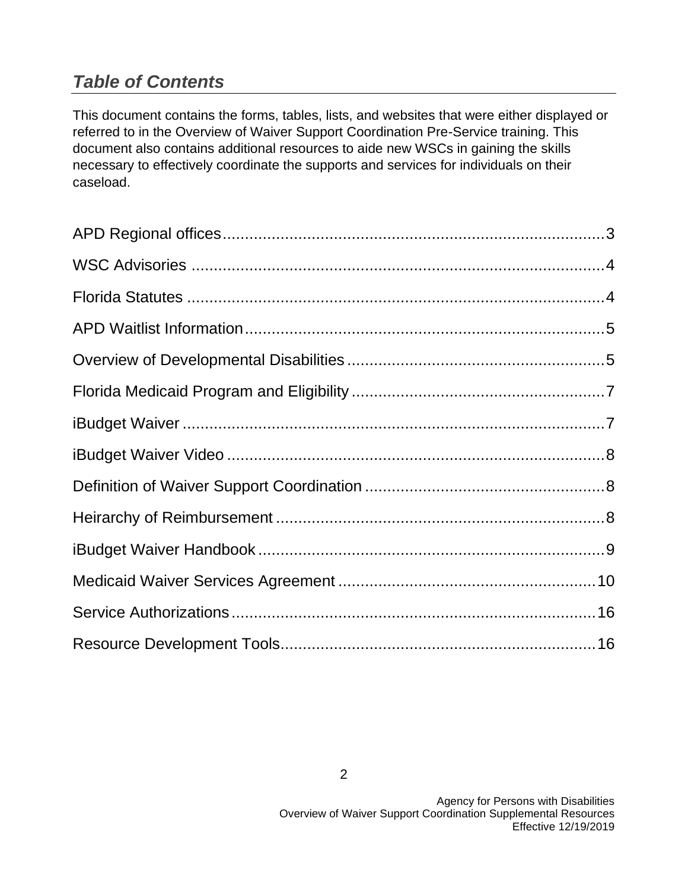## *Table of Contents*

This document contains the forms, tables, lists, and websites that were either displayed or referred to in the Overview of Waiver Support Coordination Pre-Service training. This document also contains additional resources to aide new WSCs in gaining the skills necessary to effectively coordinate the supports and services for individuals on their caseload.

APD Regional offices....................................................................................3

WSC Advisories ..........................................................................................4

Florida Statutes ...........................................................................................4

APD Waitlist Information..............................................................................5

Overview of Developmental Disabilities.......................................................5

Florida Medicaid Program and Eligibility......................................................7

iBudget Waiver .............................................................................................7

iBudget Waiver Video ...................................................................................8

Definition of Waiver Support Coordination ...................................................8

Heirarchy of Reimbursement........................................................................8

iBudget Waiver Handbook ............................................................................9

Medicaid Waiver Services Agreement ........................................................10

Service Authorizations.................................................................................16

Resource Development Tools......................................................................16

Agency for Persons with Disabilities
Overview of Waiver Support Coordination Supplemental Resources
Effective 12/19/2019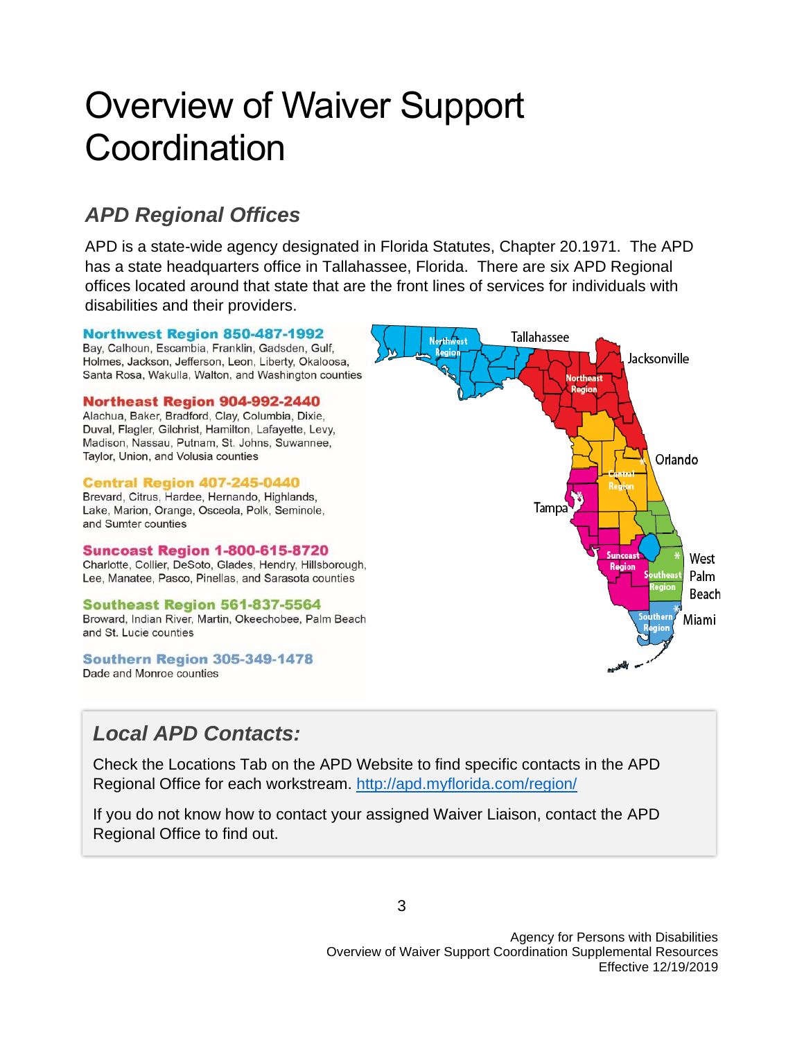# Overview of Waiver Support Coordination

## *APD Regional Offices*

APD is a state-wide agency designated in Florida Statutes, Chapter 20.1971. The APD has a state headquarters office in Tallahassee, Florida. There are six APD Regional offices located around that state that are the front lines of services for individuals with disabilities and their providers.

**Northwest Region 850-487-1992**
Bay, Calhoun, Escambia, Franklin, Gadsden, Gulf, Holmes, Jackson, Jefferson, Leon, Liberty, Okaloosa, Santa Rosa, Wakulla, Walton, and Washington counties

**Northeast Region 904-992-2440**
Alachua, Baker, Bradford, Clay, Columbia, Dixie, Duval, Flagler, Gilchrist, Hamilton, Lafayette, Levy, Madison, Nassau, Putnam, St. Johns, Suwannee, Taylor, Union, and Volusia counties

**Central Region 407-245-0440**
Brevard, Citrus, Hardee, Hernando, Highlands, Lake, Marion, Orange, Osceola, Polk, Seminole, and Sumter counties

**Suncoast Region 1-800-615-8720**
Charlotte, Collier, DeSoto, Glades, Hendry, Hillsborough, Lee, Manatee, Pasco, Pinellas, and Sarasota counties

**Southeast Region 561-837-5564**
Broward, Indian River, Martin, Okeechobee, Palm Beach and St. Lucie counties

**Southern Region 305-349-1478**
Dade and Monroe counties

Tallahassee
Jacksonville
Orlando
Tampa
West Palm Beach
Miami
Northwest Region
Northeast Region
Central Region
Suncoast Region
Southeast Region
Southern Region

## *Local APD Contacts:*

Check the Locations Tab on the APD Website to find specific contacts in the APD Regional Office for each workstream. http://apd.myflorida.com/region/

If you do not know how to contact your assigned Waiver Liaison, contact the APD Regional Office to find out.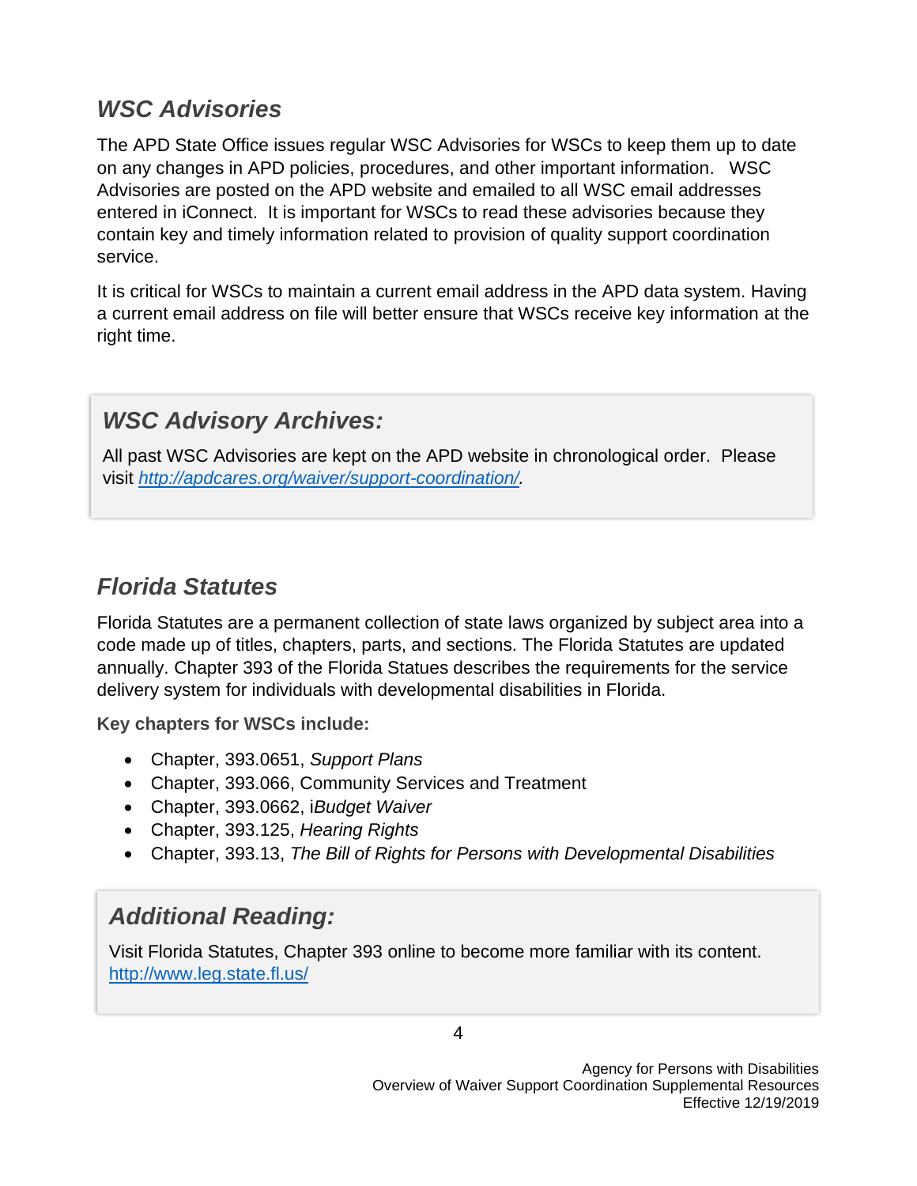## *WSC Advisories*

The APD State Office issues regular WSC Advisories for WSCs to keep them up to date on any changes in APD policies, procedures, and other important information. WSC Advisories are posted on the APD website and emailed to all WSC email addresses entered in iConnect. It is important for WSCs to read these advisories because they contain key and timely information related to provision of quality support coordination service.

It is critical for WSCs to maintain a current email address in the APD data system. Having a current email address on file will better ensure that WSCs receive key information at the right time.

### *WSC Advisory Archives:*

All past WSC Advisories are kept on the APD website in chronological order. Please visit *http://apdcares.org/waiver/support-coordination/.*

## *Florida Statutes*

Florida Statutes are a permanent collection of state laws organized by subject area into a code made up of titles, chapters, parts, and sections. The Florida Statutes are updated annually. Chapter 393 of the Florida Statues describes the requirements for the service delivery system for individuals with developmental disabilities in Florida.

**Key chapters for WSCs include:**

- Chapter, 393.0651, *Support Plans*
- Chapter, 393.066, Community Services and Treatment
- Chapter, 393.0662, i*Budget Waiver*
- Chapter, 393.125, *Hearing Rights*
- Chapter, 393.13, *The Bill of Rights for Persons with Developmental Disabilities*

### *Additional Reading:*

Visit Florida Statutes, Chapter 393 online to become more familiar with its content.
http://www.leg.state.fl.us/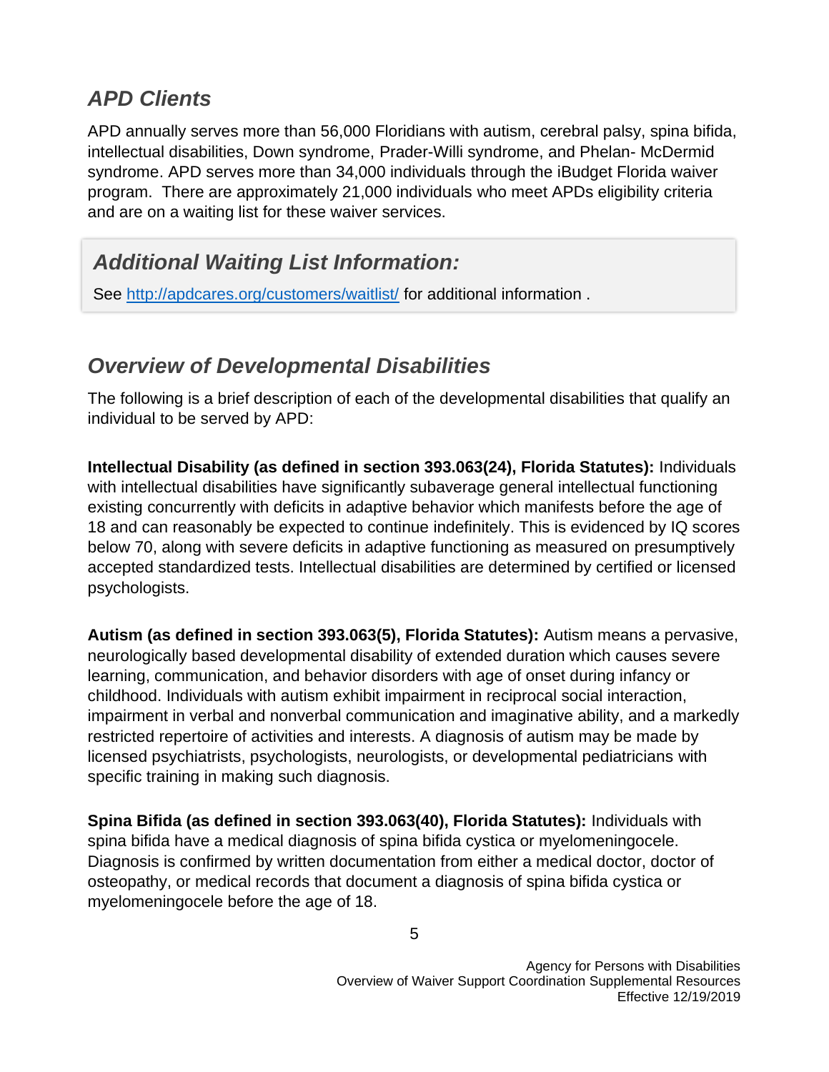## *APD Clients*

APD annually serves more than 56,000 Floridians with autism, cerebral palsy, spina bifida, intellectual disabilities, Down syndrome, Prader-Willi syndrome, and Phelan- McDermid syndrome. APD serves more than 34,000 individuals through the iBudget Florida waiver program. There are approximately 21,000 individuals who meet APDs eligibility criteria and are on a waiting list for these waiver services.

### *Additional Waiting List Information:*

See [http://apdcares.org/customers/waitlist/](http://apdcares.org/customers/waitlist/) for additional information .

## *Overview of Developmental Disabilities*

The following is a brief description of each of the developmental disabilities that qualify an individual to be served by APD:

**Intellectual Disability (as defined in section 393.063(24), Florida Statutes):** Individuals with intellectual disabilities have significantly subaverage general intellectual functioning existing concurrently with deficits in adaptive behavior which manifests before the age of 18 and can reasonably be expected to continue indefinitely. This is evidenced by IQ scores below 70, along with severe deficits in adaptive functioning as measured on presumptively accepted standardized tests. Intellectual disabilities are determined by certified or licensed psychologists.

**Autism (as defined in section 393.063(5), Florida Statutes):** Autism means a pervasive, neurologically based developmental disability of extended duration which causes severe learning, communication, and behavior disorders with age of onset during infancy or childhood. Individuals with autism exhibit impairment in reciprocal social interaction, impairment in verbal and nonverbal communication and imaginative ability, and a markedly restricted repertoire of activities and interests. A diagnosis of autism may be made by licensed psychiatrists, psychologists, neurologists, or developmental pediatricians with specific training in making such diagnosis.

**Spina Bifida (as defined in section 393.063(40), Florida Statutes):** Individuals with spina bifida have a medical diagnosis of spina bifida cystica or myelomeningocele. Diagnosis is confirmed by written documentation from either a medical doctor, doctor of osteopathy, or medical records that document a diagnosis of spina bifida cystica or myelomeningocele before the age of 18.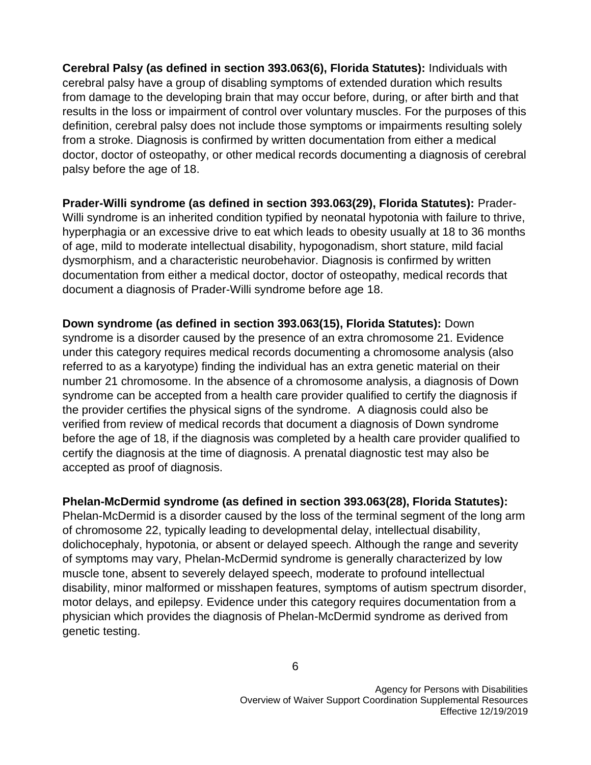**Cerebral Palsy (as defined in section 393.063(6), Florida Statutes):** Individuals with cerebral palsy have a group of disabling symptoms of extended duration which results from damage to the developing brain that may occur before, during, or after birth and that results in the loss or impairment of control over voluntary muscles. For the purposes of this definition, cerebral palsy does not include those symptoms or impairments resulting solely from a stroke. Diagnosis is confirmed by written documentation from either a medical doctor, doctor of osteopathy, or other medical records documenting a diagnosis of cerebral palsy before the age of 18.

**Prader-Willi syndrome (as defined in section 393.063(29), Florida Statutes):** Prader-Willi syndrome is an inherited condition typified by neonatal hypotonia with failure to thrive, hyperphagia or an excessive drive to eat which leads to obesity usually at 18 to 36 months of age, mild to moderate intellectual disability, hypogonadism, short stature, mild facial dysmorphism, and a characteristic neurobehavior. Diagnosis is confirmed by written documentation from either a medical doctor, doctor of osteopathy, medical records that document a diagnosis of Prader-Willi syndrome before age 18.

**Down syndrome (as defined in section 393.063(15), Florida Statutes):** Down syndrome is a disorder caused by the presence of an extra chromosome 21. Evidence under this category requires medical records documenting a chromosome analysis (also referred to as a karyotype) finding the individual has an extra genetic material on their number 21 chromosome. In the absence of a chromosome analysis, a diagnosis of Down syndrome can be accepted from a health care provider qualified to certify the diagnosis if the provider certifies the physical signs of the syndrome. A diagnosis could also be verified from review of medical records that document a diagnosis of Down syndrome before the age of 18, if the diagnosis was completed by a health care provider qualified to certify the diagnosis at the time of diagnosis. A prenatal diagnostic test may also be accepted as proof of diagnosis.

**Phelan-McDermid syndrome (as defined in section 393.063(28), Florida Statutes):** Phelan-McDermid is a disorder caused by the loss of the terminal segment of the long arm of chromosome 22, typically leading to developmental delay, intellectual disability, dolichocephaly, hypotonia, or absent or delayed speech. Although the range and severity of symptoms may vary, Phelan-McDermid syndrome is generally characterized by low muscle tone, absent to severely delayed speech, moderate to profound intellectual disability, minor malformed or misshapen features, symptoms of autism spectrum disorder, motor delays, and epilepsy. Evidence under this category requires documentation from a physician which provides the diagnosis of Phelan-McDermid syndrome as derived from genetic testing.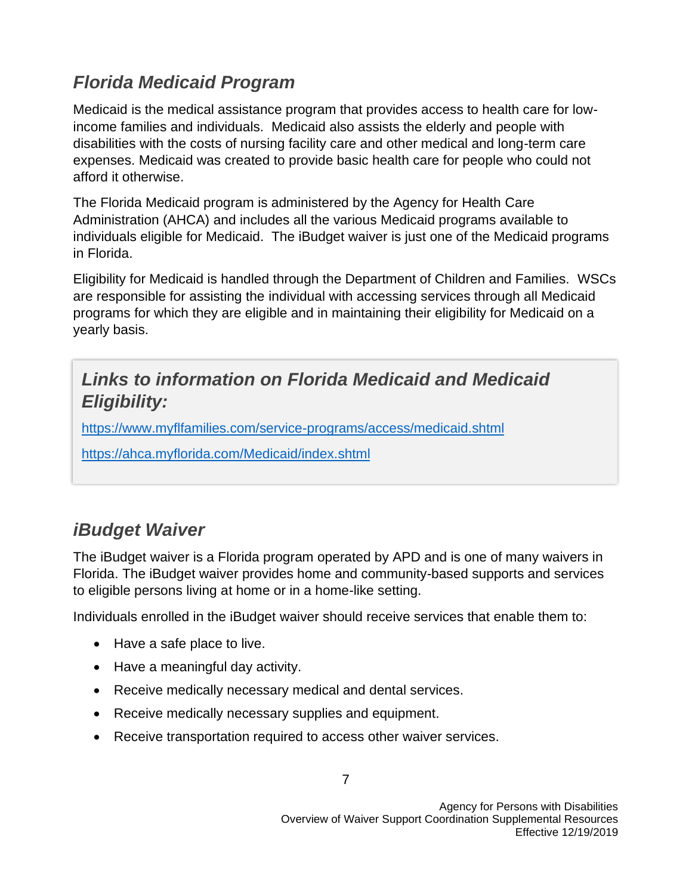## *Florida Medicaid Program*

Medicaid is the medical assistance program that provides access to health care for low-income families and individuals. Medicaid also assists the elderly and people with disabilities with the costs of nursing facility care and other medical and long-term care expenses. Medicaid was created to provide basic health care for people who could not afford it otherwise.

The Florida Medicaid program is administered by the Agency for Health Care Administration (AHCA) and includes all the various Medicaid programs available to individuals eligible for Medicaid. The iBudget waiver is just one of the Medicaid programs in Florida.

Eligibility for Medicaid is handled through the Department of Children and Families. WSCs are responsible for assisting the individual with accessing services through all Medicaid programs for which they are eligible and in maintaining their eligibility for Medicaid on a yearly basis.

### *Links to information on Florida Medicaid and Medicaid Eligibility:*

https://www.myflfamilies.com/service-programs/access/medicaid.shtml

https://ahca.myflorida.com/Medicaid/index.shtml

## *iBudget Waiver*

The iBudget waiver is a Florida program operated by APD and is one of many waivers in Florida. The iBudget waiver provides home and community-based supports and services to eligible persons living at home or in a home-like setting.

Individuals enrolled in the iBudget waiver should receive services that enable them to:

- Have a safe place to live.
- Have a meaningful day activity.
- Receive medically necessary medical and dental services.
- Receive medically necessary supplies and equipment.
- Receive transportation required to access other waiver services.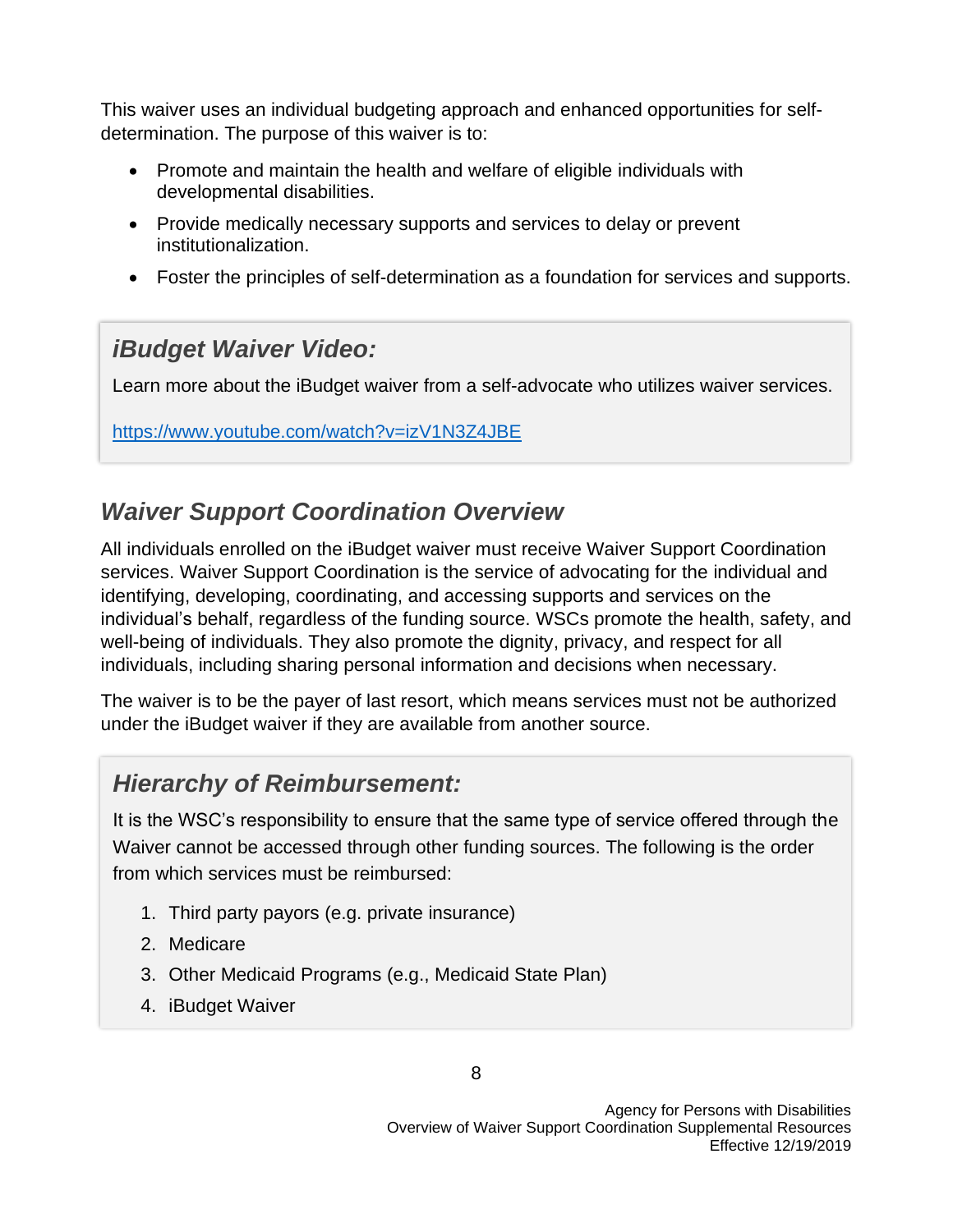This waiver uses an individual budgeting approach and enhanced opportunities for self-determination. The purpose of this waiver is to:

- Promote and maintain the health and welfare of eligible individuals with developmental disabilities.
- Provide medically necessary supports and services to delay or prevent institutionalization.
- Foster the principles of self-determination as a foundation for services and supports.

### *iBudget Waiver Video:*

Learn more about the iBudget waiver from a self-advocate who utilizes waiver services.

https://www.youtube.com/watch?v=izV1N3Z4JBE

## *Waiver Support Coordination Overview*

All individuals enrolled on the iBudget waiver must receive Waiver Support Coordination services. Waiver Support Coordination is the service of advocating for the individual and identifying, developing, coordinating, and accessing supports and services on the individual's behalf, regardless of the funding source. WSCs promote the health, safety, and well-being of individuals. They also promote the dignity, privacy, and respect for all individuals, including sharing personal information and decisions when necessary.

The waiver is to be the payer of last resort, which means services must not be authorized under the iBudget waiver if they are available from another source.

### *Hierarchy of Reimbursement:*

It is the WSC's responsibility to ensure that the same type of service offered through the Waiver cannot be accessed through other funding sources. The following is the order from which services must be reimbursed:

1. Third party payors (e.g. private insurance)
2. Medicare
3. Other Medicaid Programs (e.g., Medicaid State Plan)
4. iBudget Waiver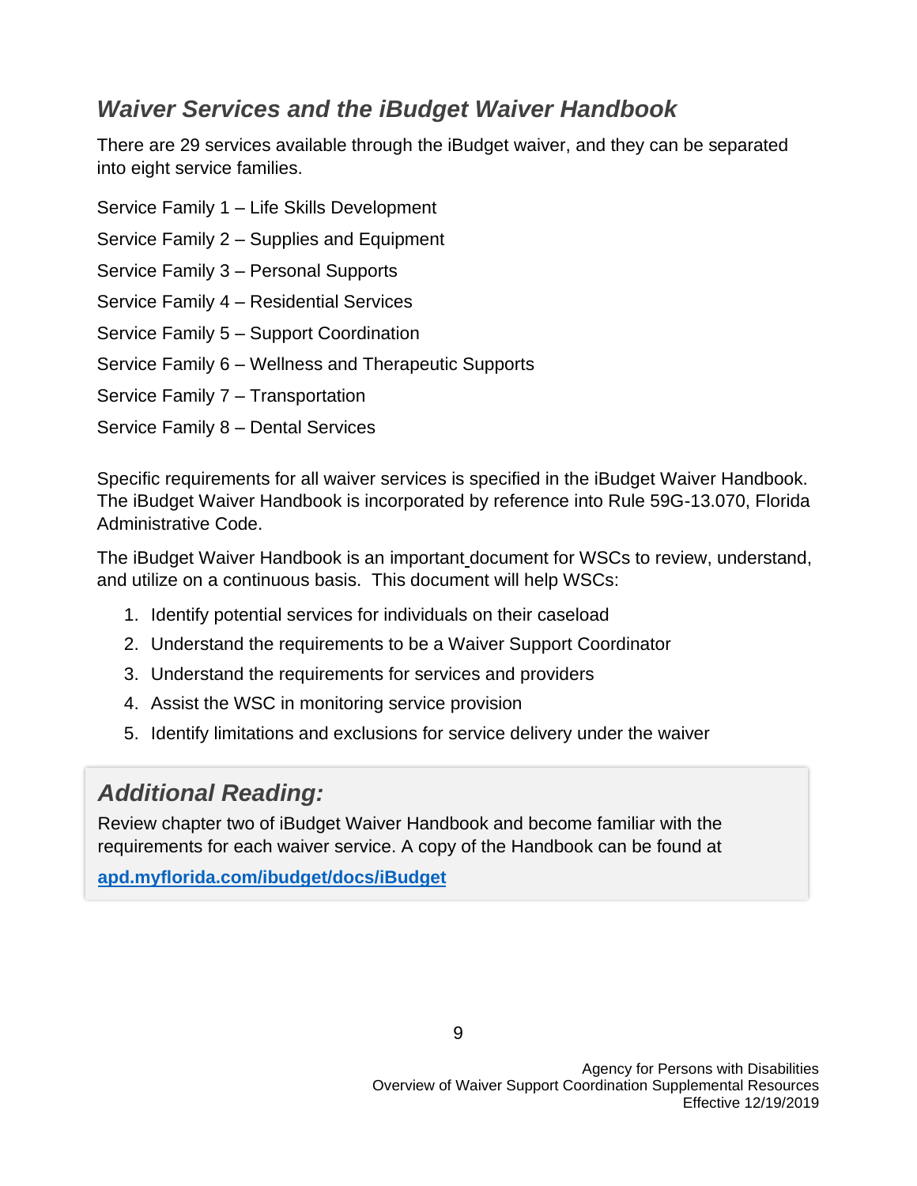## *Waiver Services and the iBudget Waiver Handbook*

There are 29 services available through the iBudget waiver, and they can be separated into eight service families.

Service Family 1 – Life Skills Development

Service Family 2 – Supplies and Equipment

Service Family 3 – Personal Supports

Service Family 4 – Residential Services

Service Family 5 – Support Coordination

Service Family 6 – Wellness and Therapeutic Supports

Service Family 7 – Transportation

Service Family 8 – Dental Services

Specific requirements for all waiver services is specified in the iBudget Waiver Handbook. The iBudget Waiver Handbook is incorporated by reference into Rule 59G-13.070, Florida Administrative Code.

The iBudget Waiver Handbook is an important document for WSCs to review, understand, and utilize on a continuous basis. This document will help WSCs:

1. Identify potential services for individuals on their caseload
2. Understand the requirements to be a Waiver Support Coordinator
3. Understand the requirements for services and providers
4. Assist the WSC in monitoring service provision
5. Identify limitations and exclusions for service delivery under the waiver

### *Additional Reading:*

Review chapter two of iBudget Waiver Handbook and become familiar with the requirements for each waiver service. A copy of the Handbook can be found at

**apd.myflorida.com/ibudget/docs/iBudget**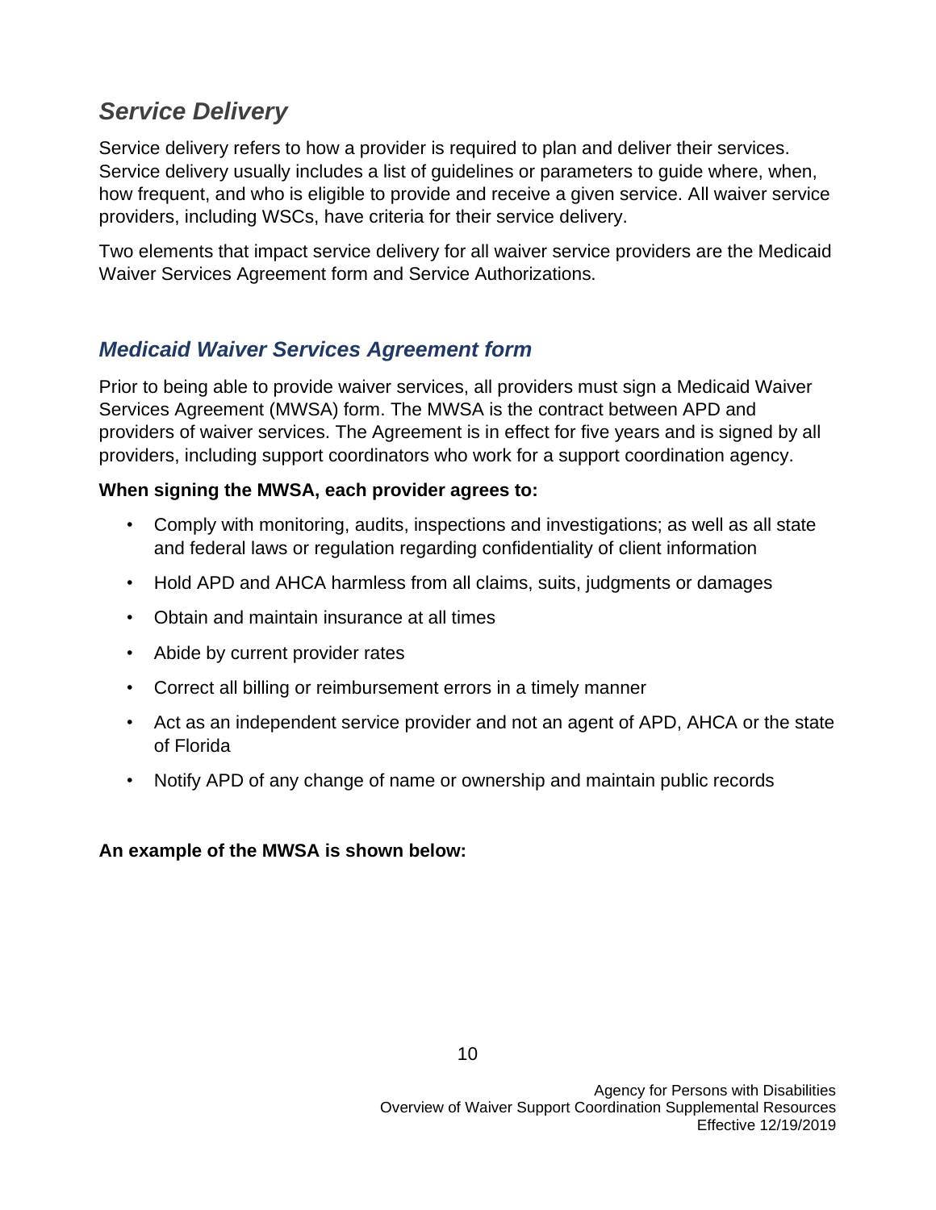## *Service Delivery*

Service delivery refers to how a provider is required to plan and deliver their services. Service delivery usually includes a list of guidelines or parameters to guide where, when, how frequent, and who is eligible to provide and receive a given service. All waiver service providers, including WSCs, have criteria for their service delivery.

Two elements that impact service delivery for all waiver service providers are the Medicaid Waiver Services Agreement form and Service Authorizations.

### *Medicaid Waiver Services Agreement form*

Prior to being able to provide waiver services, all providers must sign a Medicaid Waiver Services Agreement (MWSA) form. The MWSA is the contract between APD and providers of waiver services. The Agreement is in effect for five years and is signed by all providers, including support coordinators who work for a support coordination agency.

**When signing the MWSA, each provider agrees to:**

- Comply with monitoring, audits, inspections and investigations; as well as all state and federal laws or regulation regarding confidentiality of client information
- Hold APD and AHCA harmless from all claims, suits, judgments or damages
- Obtain and maintain insurance at all times
- Abide by current provider rates
- Correct all billing or reimbursement errors in a timely manner
- Act as an independent service provider and not an agent of APD, AHCA or the state of Florida
- Notify APD of any change of name or ownership and maintain public records

**An example of the MWSA is shown below:**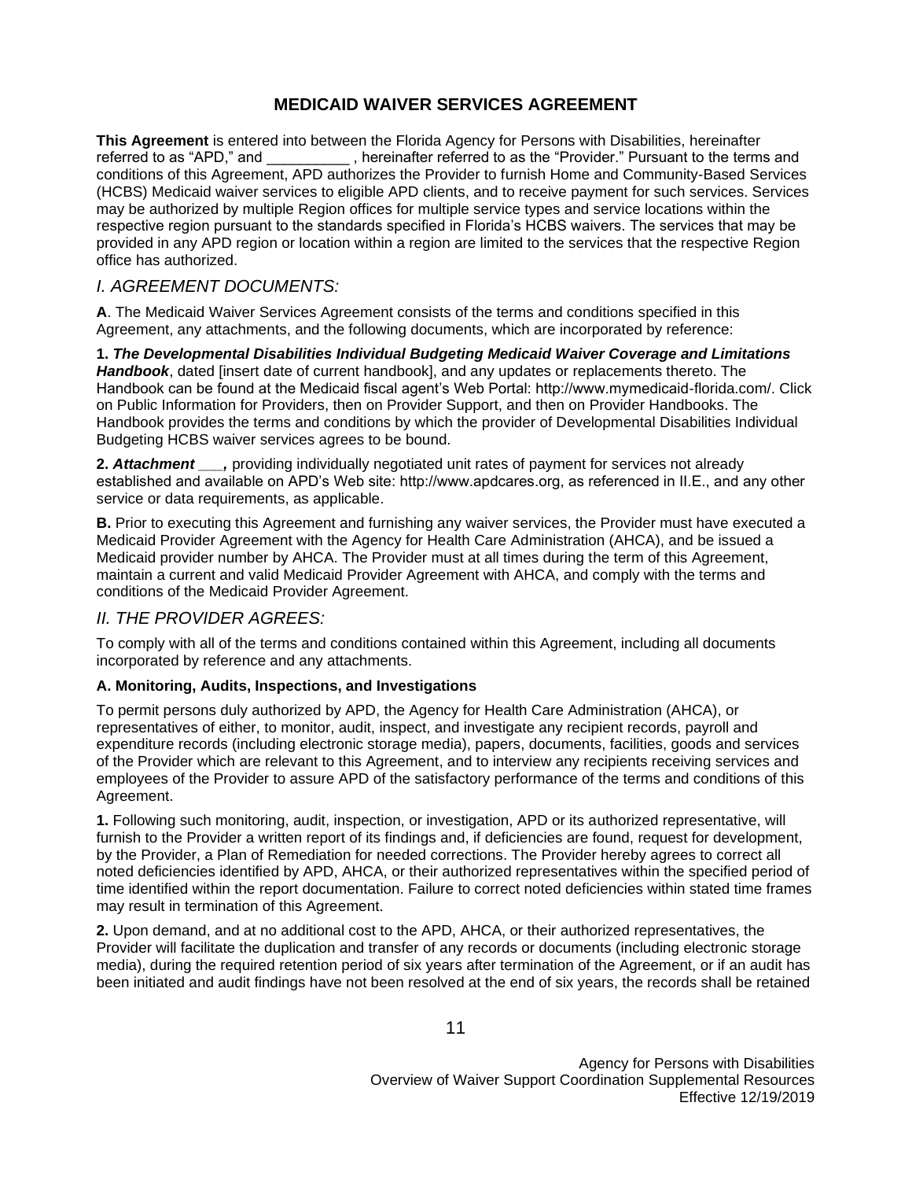# MEDICAID WAIVER SERVICES AGREEMENT

**This Agreement** is entered into between the Florida Agency for Persons with Disabilities, hereinafter referred to as "APD," and __________ , hereinafter referred to as the "Provider." Pursuant to the terms and conditions of this Agreement, APD authorizes the Provider to furnish Home and Community-Based Services (HCBS) Medicaid waiver services to eligible APD clients, and to receive payment for such services. Services may be authorized by multiple Region offices for multiple service types and service locations within the respective region pursuant to the standards specified in Florida's HCBS waivers. The services that may be provided in any APD region or location within a region are limited to the services that the respective Region office has authorized.

## *I. AGREEMENT DOCUMENTS:*

**A**. The Medicaid Waiver Services Agreement consists of the terms and conditions specified in this Agreement, any attachments, and the following documents, which are incorporated by reference:

**1.** ***The Developmental Disabilities Individual Budgeting Medicaid Waiver Coverage and Limitations Handbook***, dated [insert date of current handbook], and any updates or replacements thereto. The Handbook can be found at the Medicaid fiscal agent's Web Portal: http://www.mymedicaid-florida.com/. Click on Public Information for Providers, then on Provider Support, and then on Provider Handbooks. The Handbook provides the terms and conditions by which the provider of Developmental Disabilities Individual Budgeting HCBS waiver services agrees to be bound.

**2.** ***Attachment ___,*** providing individually negotiated unit rates of payment for services not already established and available on APD's Web site: http://www.apdcares.org, as referenced in II.E., and any other service or data requirements, as applicable.

**B.** Prior to executing this Agreement and furnishing any waiver services, the Provider must have executed a Medicaid Provider Agreement with the Agency for Health Care Administration (AHCA), and be issued a Medicaid provider number by AHCA. The Provider must at all times during the term of this Agreement, maintain a current and valid Medicaid Provider Agreement with AHCA, and comply with the terms and conditions of the Medicaid Provider Agreement.

## *II. THE PROVIDER AGREES:*

To comply with all of the terms and conditions contained within this Agreement, including all documents incorporated by reference and any attachments.

### A. Monitoring, Audits, Inspections, and Investigations

To permit persons duly authorized by APD, the Agency for Health Care Administration (AHCA), or representatives of either, to monitor, audit, inspect, and investigate any recipient records, payroll and expenditure records (including electronic storage media), papers, documents, facilities, goods and services of the Provider which are relevant to this Agreement, and to interview any recipients receiving services and employees of the Provider to assure APD of the satisfactory performance of the terms and conditions of this Agreement.

**1.** Following such monitoring, audit, inspection, or investigation, APD or its authorized representative, will furnish to the Provider a written report of its findings and, if deficiencies are found, request for development, by the Provider, a Plan of Remediation for needed corrections. The Provider hereby agrees to correct all noted deficiencies identified by APD, AHCA, or their authorized representatives within the specified period of time identified within the report documentation. Failure to correct noted deficiencies within stated time frames may result in termination of this Agreement.

**2.** Upon demand, and at no additional cost to the APD, AHCA, or their authorized representatives, the Provider will facilitate the duplication and transfer of any records or documents (including electronic storage media), during the required retention period of six years after termination of the Agreement, or if an audit has been initiated and audit findings have not been resolved at the end of six years, the records shall be retained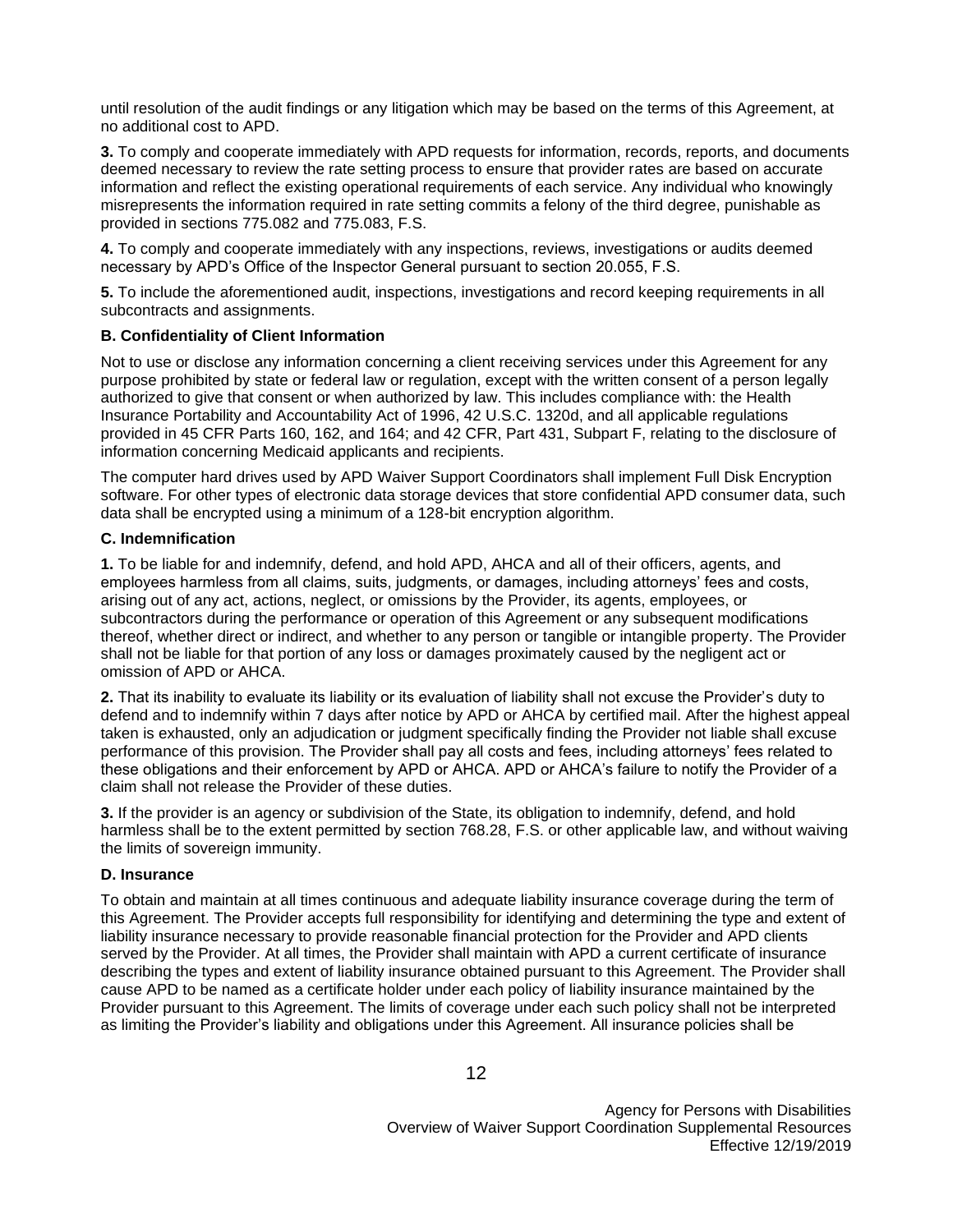until resolution of the audit findings or any litigation which may be based on the terms of this Agreement, at no additional cost to APD.

**3.** To comply and cooperate immediately with APD requests for information, records, reports, and documents deemed necessary to review the rate setting process to ensure that provider rates are based on accurate information and reflect the existing operational requirements of each service. Any individual who knowingly misrepresents the information required in rate setting commits a felony of the third degree, punishable as provided in sections 775.082 and 775.083, F.S.

**4.** To comply and cooperate immediately with any inspections, reviews, investigations or audits deemed necessary by APD's Office of the Inspector General pursuant to section 20.055, F.S.

**5.** To include the aforementioned audit, inspections, investigations and record keeping requirements in all subcontracts and assignments.

**B. Confidentiality of Client Information**

Not to use or disclose any information concerning a client receiving services under this Agreement for any purpose prohibited by state or federal law or regulation, except with the written consent of a person legally authorized to give that consent or when authorized by law. This includes compliance with: the Health Insurance Portability and Accountability Act of 1996, 42 U.S.C. 1320d, and all applicable regulations provided in 45 CFR Parts 160, 162, and 164; and 42 CFR, Part 431, Subpart F, relating to the disclosure of information concerning Medicaid applicants and recipients.

The computer hard drives used by APD Waiver Support Coordinators shall implement Full Disk Encryption software. For other types of electronic data storage devices that store confidential APD consumer data, such data shall be encrypted using a minimum of a 128-bit encryption algorithm.

**C. Indemnification**

**1.** To be liable for and indemnify, defend, and hold APD, AHCA and all of their officers, agents, and employees harmless from all claims, suits, judgments, or damages, including attorneys' fees and costs, arising out of any act, actions, neglect, or omissions by the Provider, its agents, employees, or subcontractors during the performance or operation of this Agreement or any subsequent modifications thereof, whether direct or indirect, and whether to any person or tangible or intangible property. The Provider shall not be liable for that portion of any loss or damages proximately caused by the negligent act or omission of APD or AHCA.

**2.** That its inability to evaluate its liability or its evaluation of liability shall not excuse the Provider's duty to defend and to indemnify within 7 days after notice by APD or AHCA by certified mail. After the highest appeal taken is exhausted, only an adjudication or judgment specifically finding the Provider not liable shall excuse performance of this provision. The Provider shall pay all costs and fees, including attorneys' fees related to these obligations and their enforcement by APD or AHCA. APD or AHCA's failure to notify the Provider of a claim shall not release the Provider of these duties.

**3.** If the provider is an agency or subdivision of the State, its obligation to indemnify, defend, and hold harmless shall be to the extent permitted by section 768.28, F.S. or other applicable law, and without waiving the limits of sovereign immunity.

**D. Insurance**

To obtain and maintain at all times continuous and adequate liability insurance coverage during the term of this Agreement. The Provider accepts full responsibility for identifying and determining the type and extent of liability insurance necessary to provide reasonable financial protection for the Provider and APD clients served by the Provider. At all times, the Provider shall maintain with APD a current certificate of insurance describing the types and extent of liability insurance obtained pursuant to this Agreement. The Provider shall cause APD to be named as a certificate holder under each policy of liability insurance maintained by the Provider pursuant to this Agreement. The limits of coverage under each such policy shall not be interpreted as limiting the Provider's liability and obligations under this Agreement. All insurance policies shall be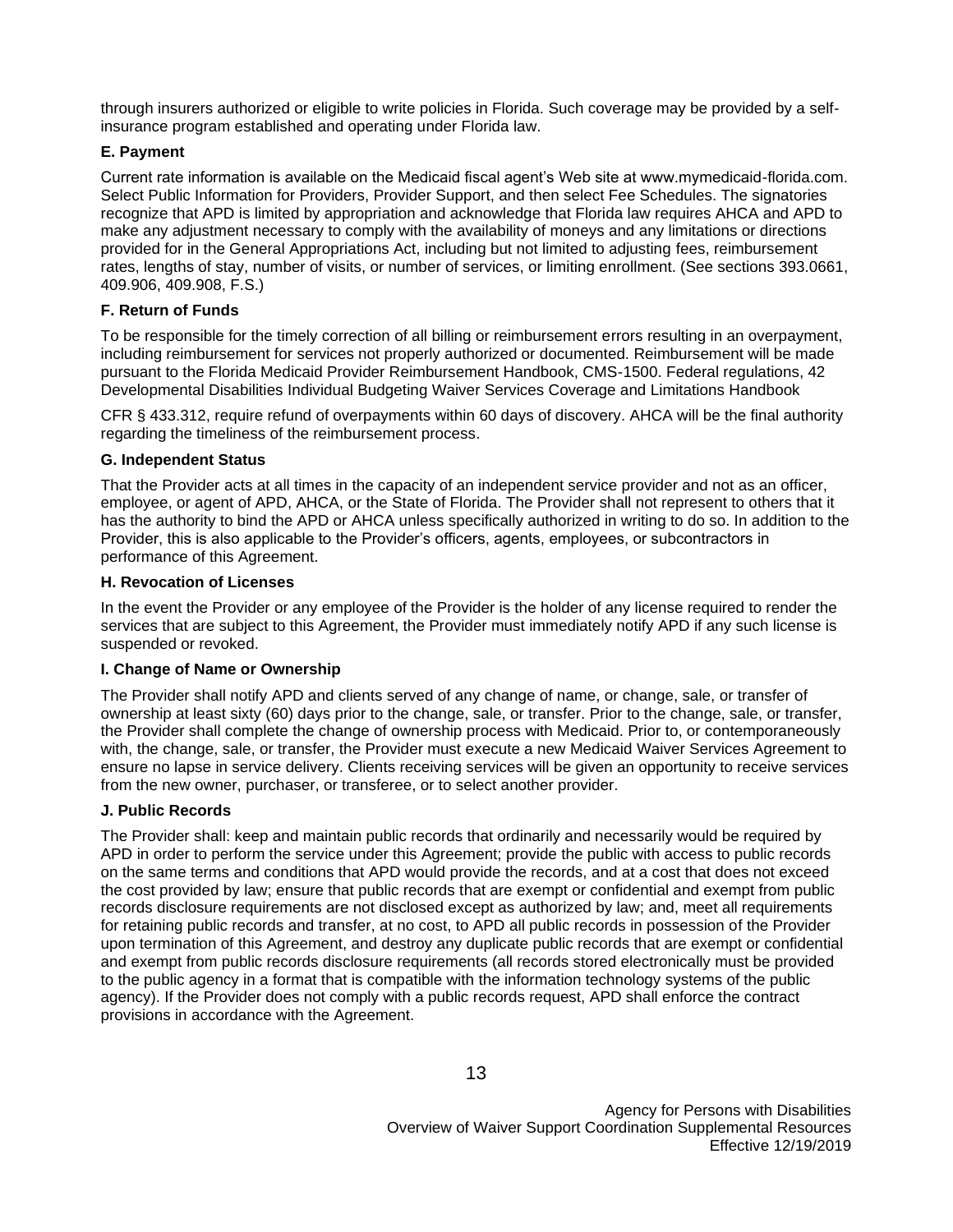through insurers authorized or eligible to write policies in Florida. Such coverage may be provided by a self-insurance program established and operating under Florida law.

### E. Payment

Current rate information is available on the Medicaid fiscal agent's Web site at www.mymedicaid-florida.com. Select Public Information for Providers, Provider Support, and then select Fee Schedules. The signatories recognize that APD is limited by appropriation and acknowledge that Florida law requires AHCA and APD to make any adjustment necessary to comply with the availability of moneys and any limitations or directions provided for in the General Appropriations Act, including but not limited to adjusting fees, reimbursement rates, lengths of stay, number of visits, or number of services, or limiting enrollment. (See sections 393.0661, 409.906, 409.908, F.S.)

### F. Return of Funds

To be responsible for the timely correction of all billing or reimbursement errors resulting in an overpayment, including reimbursement for services not properly authorized or documented. Reimbursement will be made pursuant to the Florida Medicaid Provider Reimbursement Handbook, CMS-1500. Federal regulations, 42 Developmental Disabilities Individual Budgeting Waiver Services Coverage and Limitations Handbook

CFR § 433.312, require refund of overpayments within 60 days of discovery. AHCA will be the final authority regarding the timeliness of the reimbursement process.

### G. Independent Status

That the Provider acts at all times in the capacity of an independent service provider and not as an officer, employee, or agent of APD, AHCA, or the State of Florida. The Provider shall not represent to others that it has the authority to bind the APD or AHCA unless specifically authorized in writing to do so. In addition to the Provider, this is also applicable to the Provider's officers, agents, employees, or subcontractors in performance of this Agreement.

### H. Revocation of Licenses

In the event the Provider or any employee of the Provider is the holder of any license required to render the services that are subject to this Agreement, the Provider must immediately notify APD if any such license is suspended or revoked.

### I. Change of Name or Ownership

The Provider shall notify APD and clients served of any change of name, or change, sale, or transfer of ownership at least sixty (60) days prior to the change, sale, or transfer. Prior to the change, sale, or transfer, the Provider shall complete the change of ownership process with Medicaid. Prior to, or contemporaneously with, the change, sale, or transfer, the Provider must execute a new Medicaid Waiver Services Agreement to ensure no lapse in service delivery. Clients receiving services will be given an opportunity to receive services from the new owner, purchaser, or transferee, or to select another provider.

### J. Public Records

The Provider shall: keep and maintain public records that ordinarily and necessarily would be required by APD in order to perform the service under this Agreement; provide the public with access to public records on the same terms and conditions that APD would provide the records, and at a cost that does not exceed the cost provided by law; ensure that public records that are exempt or confidential and exempt from public records disclosure requirements are not disclosed except as authorized by law; and, meet all requirements for retaining public records and transfer, at no cost, to APD all public records in possession of the Provider upon termination of this Agreement, and destroy any duplicate public records that are exempt or confidential and exempt from public records disclosure requirements (all records stored electronically must be provided to the public agency in a format that is compatible with the information technology systems of the public agency). If the Provider does not comply with a public records request, APD shall enforce the contract provisions in accordance with the Agreement.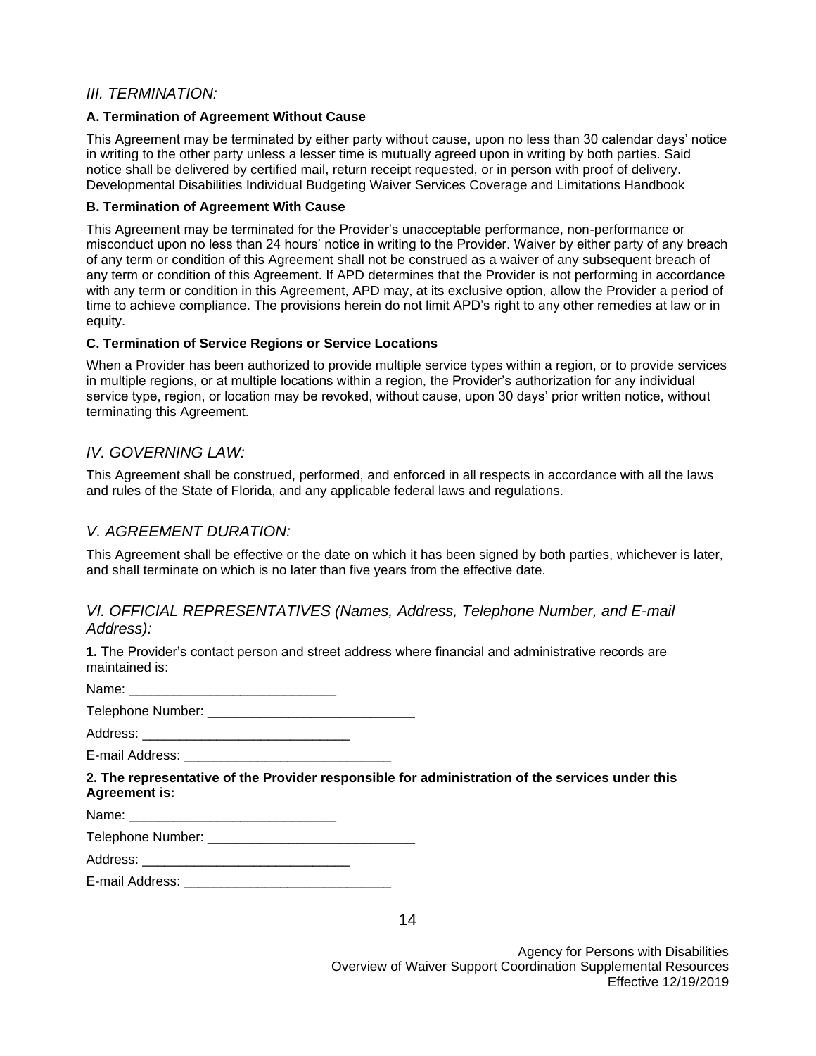## *III. TERMINATION:*

**A. Termination of Agreement Without Cause**

This Agreement may be terminated by either party without cause, upon no less than 30 calendar days' notice in writing to the other party unless a lesser time is mutually agreed upon in writing by both parties. Said notice shall be delivered by certified mail, return receipt requested, or in person with proof of delivery. Developmental Disabilities Individual Budgeting Waiver Services Coverage and Limitations Handbook

**B. Termination of Agreement With Cause**

This Agreement may be terminated for the Provider's unacceptable performance, non-performance or misconduct upon no less than 24 hours' notice in writing to the Provider. Waiver by either party of any breach of any term or condition of this Agreement shall not be construed as a waiver of any subsequent breach of any term or condition of this Agreement. If APD determines that the Provider is not performing in accordance with any term or condition in this Agreement, APD may, at its exclusive option, allow the Provider a period of time to achieve compliance. The provisions herein do not limit APD's right to any other remedies at law or in equity.

**C. Termination of Service Regions or Service Locations**

When a Provider has been authorized to provide multiple service types within a region, or to provide services in multiple regions, or at multiple locations within a region, the Provider's authorization for any individual service type, region, or location may be revoked, without cause, upon 30 days' prior written notice, without terminating this Agreement.

## *IV. GOVERNING LAW:*

This Agreement shall be construed, performed, and enforced in all respects in accordance with all the laws and rules of the State of Florida, and any applicable federal laws and regulations.

## *V. AGREEMENT DURATION:*

This Agreement shall be effective or the date on which it has been signed by both parties, whichever is later, and shall terminate on which is no later than five years from the effective date.

## *VI. OFFICIAL REPRESENTATIVES (Names, Address, Telephone Number, and E-mail Address):*

**1.** The Provider's contact person and street address where financial and administrative records are maintained is:

Name: ____________________________

Telephone Number: ____________________________

Address: ____________________________

E-mail Address: ____________________________

**2. The representative of the Provider responsible for administration of the services under this Agreement is:**

Name: ____________________________

Telephone Number: ____________________________

Address: ____________________________

E-mail Address: ____________________________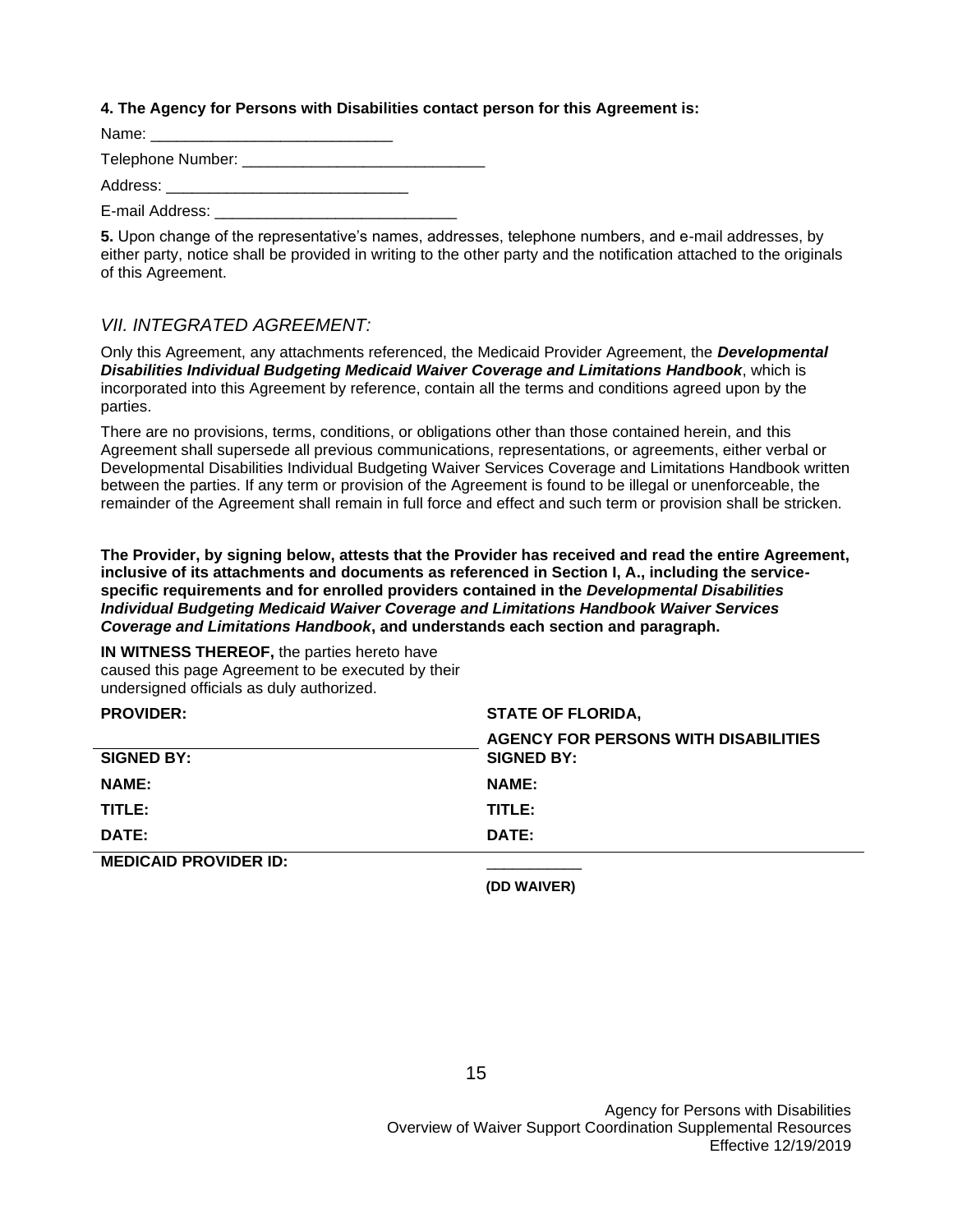**4. The Agency for Persons with Disabilities contact person for this Agreement is:**

Name: ____________________________

Telephone Number: ____________________________

Address: ____________________________

E-mail Address: ____________________________

**5.** Upon change of the representative's names, addresses, telephone numbers, and e-mail addresses, by either party, notice shall be provided in writing to the other party and the notification attached to the originals of this Agreement.

## *VII. INTEGRATED AGREEMENT:*

Only this Agreement, any attachments referenced, the Medicaid Provider Agreement, the ***Developmental Disabilities Individual Budgeting Medicaid Waiver Coverage and Limitations Handbook***, which is incorporated into this Agreement by reference, contain all the terms and conditions agreed upon by the parties.

There are no provisions, terms, conditions, or obligations other than those contained herein, and this Agreement shall supersede all previous communications, representations, or agreements, either verbal or Developmental Disabilities Individual Budgeting Waiver Services Coverage and Limitations Handbook written between the parties. If any term or provision of the Agreement is found to be illegal or unenforceable, the remainder of the Agreement shall remain in full force and effect and such term or provision shall be stricken.

**The Provider, by signing below, attests that the Provider has received and read the entire Agreement, inclusive of its attachments and documents as referenced in Section I, A., including the service-specific requirements and for enrolled providers contained in the *Developmental Disabilities Individual Budgeting Medicaid Waiver Coverage and Limitations Handbook Waiver Services Coverage and Limitations Handbook*, and understands each section and paragraph.**

**IN WITNESS THEREOF,** the parties hereto have caused this page Agreement to be executed by their undersigned officials as duly authorized.

| | |
|---|---|
| **PROVIDER:** | **STATE OF FLORIDA,** |
| | **AGENCY FOR PERSONS WITH DISABILITIES** |
| **SIGNED BY:** | **SIGNED BY:** |
| **NAME:** | **NAME:** |
| **TITLE:** | **TITLE:** |
| **DATE:** | **DATE:** |
| **MEDICAID PROVIDER ID:** | ___________ **(DD WAIVER)** |

Agency for Persons with Disabilities
Overview of Waiver Support Coordination Supplemental Resources
Effective 12/19/2019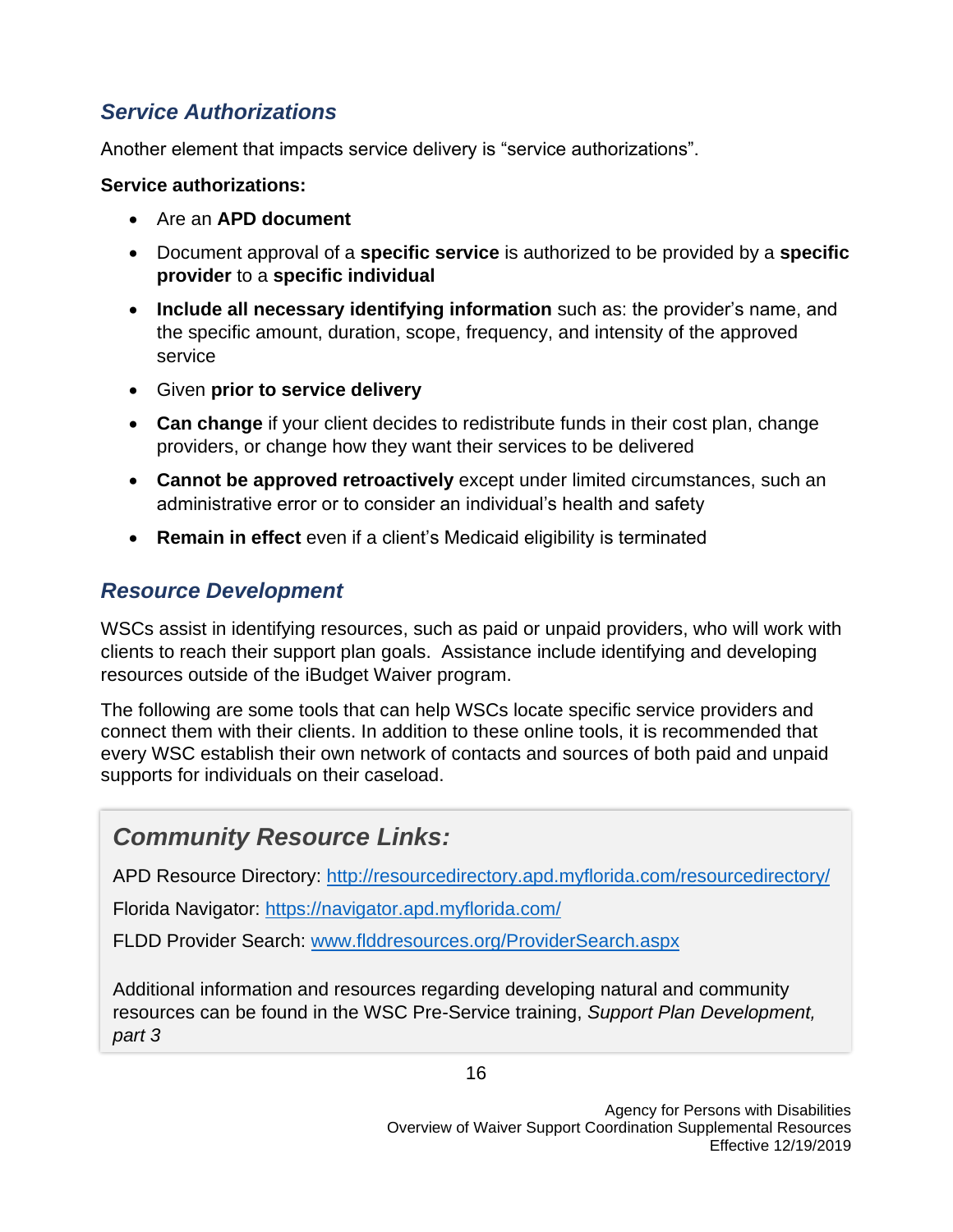## *Service Authorizations*

Another element that impacts service delivery is "service authorizations".

**Service authorizations:**

- Are an **APD document**
- Document approval of a **specific service** is authorized to be provided by a **specific provider** to a **specific individual**
- **Include all necessary identifying information** such as: the provider's name, and the specific amount, duration, scope, frequency, and intensity of the approved service
- Given **prior to service delivery**
- **Can change** if your client decides to redistribute funds in their cost plan, change providers, or change how they want their services to be delivered
- **Cannot be approved retroactively** except under limited circumstances, such an administrative error or to consider an individual's health and safety
- **Remain in effect** even if a client's Medicaid eligibility is terminated

## *Resource Development*

WSCs assist in identifying resources, such as paid or unpaid providers, who will work with clients to reach their support plan goals. Assistance include identifying and developing resources outside of the iBudget Waiver program.

The following are some tools that can help WSCs locate specific service providers and connect them with their clients. In addition to these online tools, it is recommended that every WSC establish their own network of contacts and sources of both paid and unpaid supports for individuals on their caseload.

### *Community Resource Links:*

APD Resource Directory: http://resourcedirectory.apd.myflorida.com/resourcedirectory/

Florida Navigator: https://navigator.apd.myflorida.com/

FLDD Provider Search: www.flddresources.org/ProviderSearch.aspx

Additional information and resources regarding developing natural and community resources can be found in the WSC Pre-Service training, *Support Plan Development, part 3*